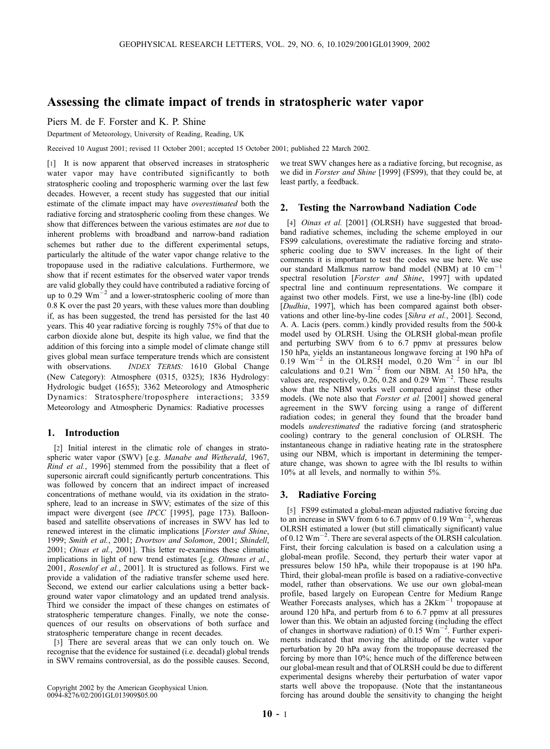# Assessing the climate impact of trends in stratospheric water vapor

Piers M. de F. Forster and K. P. Shine

Department of Meteorology, University of Reading, Reading, UK

Received 10 August 2001; revised 11 October 2001; accepted 15 October 2001; published 22 March 2002.

[1] It is now apparent that observed increases in stratospheric water vapor may have contributed significantly to both stratospheric cooling and tropospheric warming over the last few decades. However, a recent study has suggested that our initial estimate of the climate impact may have *overestimated* both the radiative forcing and stratospheric cooling from these changes. We show that differences between the various estimates are *not* due to inherent problems with broadband and narrow-band radiation schemes but rather due to the different experimental setups, particularly the altitude of the water vapor change relative to the tropopause used in the radiative calculations. Furthermore, we show that if recent estimates for the observed water vapor trends are valid globally they could have contributed a radiative forcing of up to 0.29 $Wm^{-2}$ and a lower-stratospheric cooling of more than 0.8 K over the past 20 years, with these values more than doubling if, as has been suggested, the trend has persisted for the last 40 years. This 40 year radiative forcing is roughly 75% of that due to carbon dioxide alone but, despite its high value, we find that the addition of this forcing into a simple model of climate change still gives global mean surface temperature trends which are consistent with observations. *INDEX TERMS:* 1610 Global Change (New Category): Atmosphere (0315, 0325); 1836 Hydrology: Hydrologic budget (1655); 3362 Meteorology and Atmospheric Dynamics: Stratosphere/troposphere interactions; 3359 Meteorology and Atmospheric Dynamics: Radiative processes

## 1. Introduction

[2] Initial interest in the climatic role of changes in stratospheric water vapor (SWV) [e.g. *Manabe and Wetherald*, 1967, *Rind et al.*, 1996] stemmed from the possibility that a fleet of supersonic aircraft could significantly perturb concentrations. This was followed by concern that an indirect impact of increased concentrations of methane would, via its oxidation in the stratosphere, lead to an increase in SWV; estimates of the size of this impact were divergent (see *IPCC* [1995], page 173). Balloon-based and satellite observations of increases in SWV has led to renewed interest in the climatic implications [*Forster and Shine*, 1999; *Smith et al.*, 2001; *Dvortsov and Solomon*, 2001; *Shindell*, 2001; *Oinas et al.*, 2001]. This letter re-examines these climatic implications in light of new trend estimates [e.g. *Oltmans et al.*, 2001, *Rosenlof et al.*, 2001]. It is structured as follows. First we provide a validation of the radiative transfer scheme used here. Second, we extend our earlier calculations using a better background water vapor climatology and an updated trend analysis. Third we consider the impact of these changes on estimates of stratospheric temperature changes. Finally, we note the consequences of our results on observations of both surface and stratospheric temperature change in recent decades.

[3] There are several areas that we can only touch on. We recognise that the evidence for sustained (i.e. decadal) global trends in SWV remains controversial, as do the possible causes. Second, we treat SWV changes here as a radiative forcing, but recognise, as we did in *Forster and Shine* [1999] (FS99), that they could be, at least partly, a feedback.

Copyright 2002 by the American Geophysical Union.
0094-8276/02/2001GL013909$05.00

## 2. Testing the Narrowband Nadiation Code

[4] *Oinas et al.* [2001] (OLRSH) have suggested that broadband radiative schemes, including the scheme employed in our FS99 calculations, overestimate the radiative forcing and stratospheric cooling due to SWV increases. In the light of their comments it is important to test the codes we use here. We use our standard Malkmus narrow band model (NBM) at 10 $cm^{-1}$ spectral resolution [*Forster and Shine*, 1997] with updated spectral line and continuum representations. We compare it against two other models. First, we use a line-by-line (lbl) code [*Dudhia*, 1997], which has been compared against both observations and other line-by-line codes [*Sihra et al.*, 2001]. Second, A. A. Lacis (pers. comm.) kindly provided results from the 500-k model used by OLRSH. Using the OLRSH global-mean profile and perturbing SWV from 6 to 6.7 ppmv at pressures below 150 hPa, yields an instantaneous longwave forcing at 190 hPa of 0.19 $Wm^{-2}$ in the OLRSH model, 0.20 $Wm^{-2}$ in our lbl calculations and 0.21 $Wm^{-2}$ from our NBM. At 150 hPa, the values are, respectively, 0.26, 0.28 and 0.29 $Wm^{-2}$. These results show that the NBM works well compared against these other models. (We note also that *Forster et al.* [2001] showed general agreement in the SWV forcing using a range of different radiation codes; in general they found that the broader band models *underestimated* the radiative forcing (and stratospheric cooling) contrary to the general conclusion of OLRSH. The instantaneous change in radiative heating rate in the stratosphere using our NBM, which is important in determining the temperature change, was shown to agree with the lbl results to within 10% at all levels, and normally to within 5%.

## 3. Radiative Forcing

[5] FS99 estimated a global-mean adjusted radiative forcing due to an increase in SWV from 6 to 6.7 ppmv of 0.19 $Wm^{-2}$, whereas OLRSH estimated a lower (but still climatically significant) value of 0.12 $Wm^{-2}$. There are several aspects of the OLRSH calculation. First, their forcing calculation is based on a calculation using a global-mean profile. Second, they perturb their water vapor at pressures below 150 hPa, while their tropopause is at 190 hPa. Third, their global-mean profile is based on a radiative-convective model, rather than observations. We use our own global-mean profile, based largely on European Centre for Medium Range Weather Forecasts analyses, which has a 2$Kkm^{-1}$ tropopause at around 120 hPa, and perturb from 6 to 6.7 ppmv at all pressures lower than this. We obtain an adjusted forcing (including the effect of changes in shortwave radiation) of 0.15 $Wm^{-2}$. Further experiments indicated that moving the altitude of the water vapor perturbation by 20 hPa away from the tropopause decreased the forcing by more than 10%; hence much of the difference between our global-mean result and that of OLRSH could be due to different experimental designs whereby their perturbation of water vapor starts well above the tropopause. (Note that the instantaneous forcing has around double the sensitivity to changing the height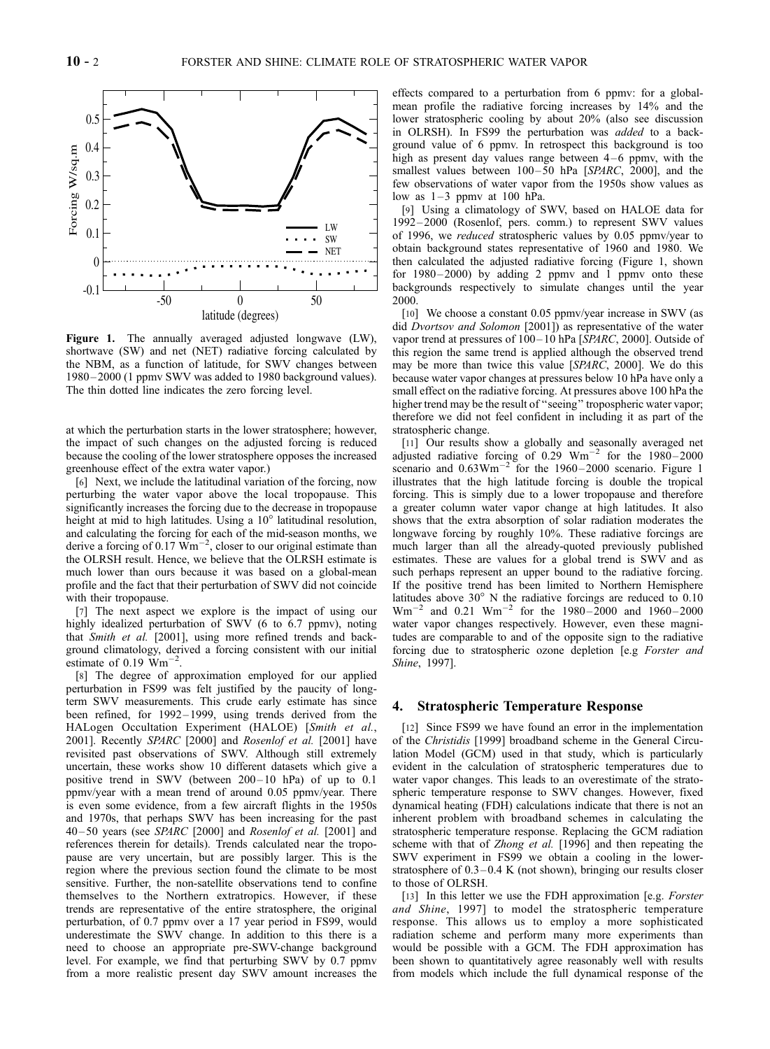**Figure 1.** The annually averaged adjusted longwave (LW), shortwave (SW) and net (NET) radiative forcing calculated by the NBM, as a function of latitude, for SWV changes between 1980–2000 (1 ppmv SWV was added to 1980 background values). The thin dotted line indicates the zero forcing level.

at which the perturbation starts in the lower stratosphere; however, the impact of such changes on the adjusted forcing is reduced because the cooling of the lower stratosphere opposes the increased greenhouse effect of the extra water vapor.)

[6] Next, we include the latitudinal variation of the forcing, now perturbing the water vapor above the local tropopause. This significantly increases the forcing due to the decrease in tropopause height at mid to high latitudes. Using a 10° latitudinal resolution, and calculating the forcing for each of the mid-season months, we derive a forcing of 0.17 $Wm^{-2}$, closer to our original estimate than the OLRSH result. Hence, we believe that the OLRSH estimate is much lower than ours because it was based on a global-mean profile and the fact that their perturbation of SWV did not coincide with their tropopause.

[7] The next aspect we explore is the impact of using our highly idealized perturbation of SWV (6 to 6.7 ppmv), noting that *Smith et al.* [2001], using more refined trends and background climatology, derived a forcing consistent with our initial estimate of 0.19 $Wm^{-2}$.

[8] The degree of approximation employed for our applied perturbation in FS99 was felt justified by the paucity of long-term SWV measurements. This crude early estimate has since been refined, for 1992–1999, using trends derived from the HALogen Occultation Experiment (HALOE) [*Smith et al.*, 2001]. Recently *SPARC* [2000] and *Rosenlof et al.* [2001] have revisited past observations of SWV. Although still extremely uncertain, these works show 10 different datasets which give a positive trend in SWV (between 200–10 hPa) of up to 0.1 ppmv/year with a mean trend of around 0.05 ppmv/year. There is even some evidence, from a few aircraft flights in the 1950s and 1970s, that perhaps SWV has been increasing for the past 40–50 years (see *SPARC* [2000] and *Rosenlof et al.* [2001] and references therein for details). Trends calculated near the tropopause are very uncertain, but are possibly larger. This is the region where the previous section found the climate to be most sensitive. Further, the non-satellite observations tend to confine themselves to the Northern extratropics. However, if these trends are representative of the entire stratosphere, the original perturbation, of 0.7 ppmv over a 17 year period in FS99, would underestimate the SWV change. In addition to this there is a need to choose an appropriate pre-SWV-change background level. For example, we find that perturbing SWV by 0.7 ppmv from a more realistic present day SWV amount increases the effects compared to a perturbation from 6 ppmv: for a global-mean profile the radiative forcing increases by 14% and the lower stratospheric cooling by about 20% (also see discussion in OLRSH). In FS99 the perturbation was *added* to a background value of 6 ppmv. In retrospect this background is too high as present day values range between 4–6 ppmv, with the smallest values between 100–50 hPa [*SPARC*, 2000], and the few observations of water vapor from the 1950s show values as low as 1–3 ppmv at 100 hPa.

[9] Using a climatology of SWV, based on HALOE data for 1992–2000 (Rosenlof, pers. comm.) to represent SWV values of 1996, we *reduced* stratospheric values by 0.05 ppmv/year to obtain background states representative of 1960 and 1980. We then calculated the adjusted radiative forcing (Figure 1, shown for 1980–2000) by adding 2 ppmv and 1 ppmv onto these backgrounds respectively to simulate changes until the year 2000.

[10] We choose a constant 0.05 ppmv/year increase in SWV (as did *Dvortsov and Solomon* [2001]) as representative of the water vapor trend at pressures of 100–10 hPa [*SPARC*, 2000]. Outside of this region the same trend is applied although the observed trend may be more than twice this value [*SPARC*, 2000]. We do this because water vapor changes at pressures below 10 hPa have only a small effect on the radiative forcing. At pressures above 100 hPa the higher trend may be the result of "seeing" tropospheric water vapor; therefore we did not feel confident in including it as part of the stratospheric change.

[11] Our results show a globally and seasonally averaged net adjusted radiative forcing of 0.29 $Wm^{-2}$ for the 1980–2000 scenario and 0.63$Wm^{-2}$ for the 1960–2000 scenario. Figure 1 illustrates that the high latitude forcing is double the tropical forcing. This is simply due to a lower tropopause and therefore a greater column water vapor change at high latitudes. It also shows that the extra absorption of solar radiation moderates the longwave forcing by roughly 10%. These radiative forcings are much larger than all the already-quoted previously published estimates. These are values for a global trend is SWV and as such perhaps represent an upper bound to the radiative forcing. If the positive trend has been limited to Northern Hemisphere latitudes above 30° N the radiative forcings are reduced to 0.10 $Wm^{-2}$ and 0.21 $Wm^{-2}$ for the 1980–2000 and 1960–2000 water vapor changes respectively. However, even these magnitudes are comparable to and of the opposite sign to the radiative forcing due to stratospheric ozone depletion [e.g *Forster and Shine*, 1997].

## 4. Stratospheric Temperature Response

[12] Since FS99 we have found an error in the implementation of the *Christidis* [1999] broadband scheme in the General Circulation Model (GCM) used in that study, which is particularly evident in the calculation of stratospheric temperatures due to water vapor changes. This leads to an overestimate of the stratospheric temperature response to SWV changes. However, fixed dynamical heating (FDH) calculations indicate that there is not an inherent problem with broadband schemes in calculating the stratospheric temperature response. Replacing the GCM radiation scheme with that of *Zhong et al.* [1996] and then repeating the SWV experiment in FS99 we obtain a cooling in the lower-stratosphere of 0.3–0.4 K (not shown), bringing our results closer to those of OLRSH.

[13] In this letter we use the FDH approximation [e.g. *Forster and Shine*, 1997] to model the stratospheric temperature response. This allows us to employ a more sophisticated radiation scheme and perform many more experiments than would be possible with a GCM. The FDH approximation has been shown to quantitatively agree reasonably well with results from models which include the full dynamical response of the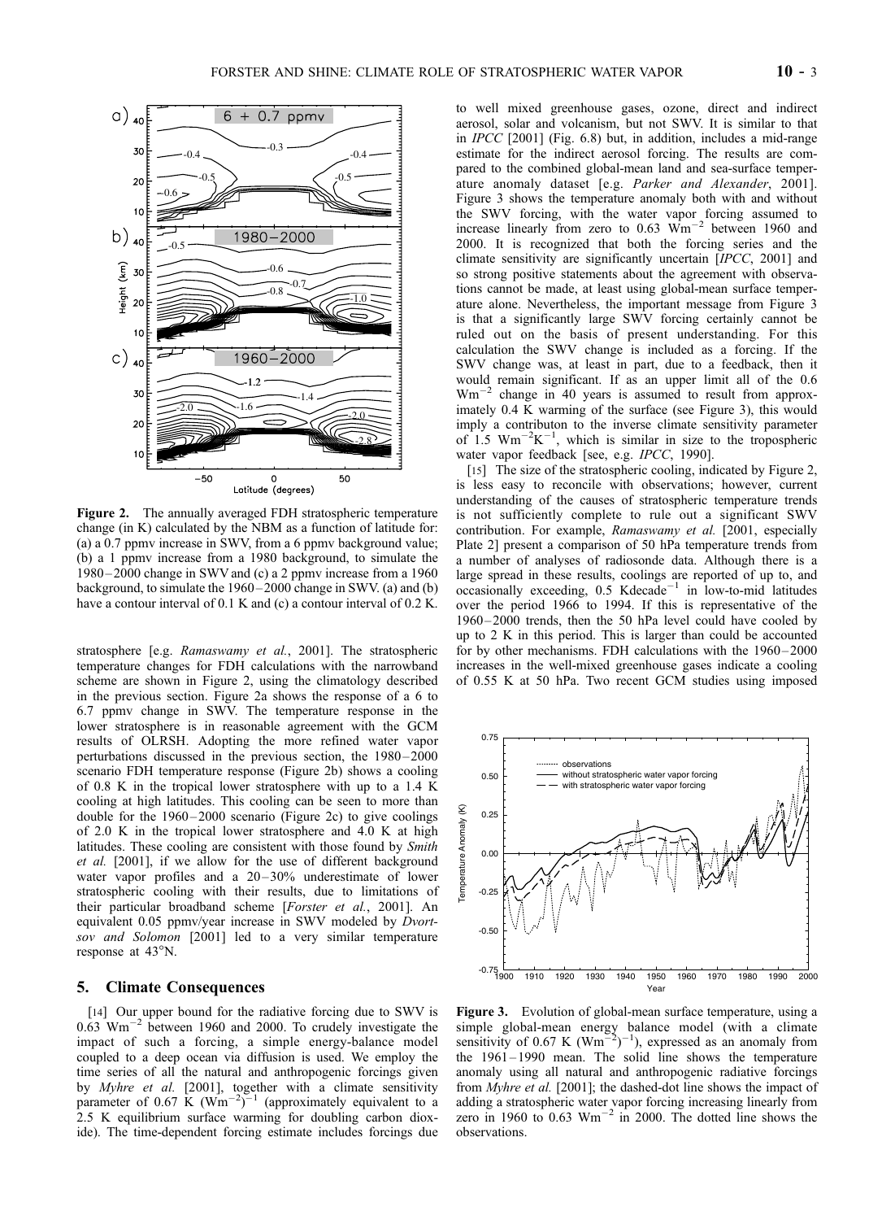**Figure 2.** The annually averaged FDH stratospheric temperature change (in K) calculated by the NBM as a function of latitude for: (a) a 0.7 ppmv increase in SWV, from a 6 ppmv background value; (b) a 1 ppmv increase from a 1980 background, to simulate the 1980–2000 change in SWV and (c) a 2 ppmv increase from a 1960 background, to simulate the 1960–2000 change in SWV. (a) and (b) have a contour interval of 0.1 K and (c) a contour interval of 0.2 K.

stratosphere [e.g. *Ramaswamy et al.*, 2001]. The stratospheric temperature changes for FDH calculations with the narrowband scheme are shown in Figure 2, using the climatology described in the previous section. Figure 2a shows the response of a 6 to 6.7 ppmv change in SWV. The temperature response in the lower stratosphere is in reasonable agreement with the GCM results of OLRSH. Adopting the more refined water vapor perturbations discussed in the previous section, the 1980–2000 scenario FDH temperature response (Figure 2b) shows a cooling of 0.8 K in the tropical lower stratosphere with up to a 1.4 K cooling at high latitudes. This cooling can be seen to more than double for the 1960–2000 scenario (Figure 2c) to give coolings of 2.0 K in the tropical lower stratosphere and 4.0 K at high latitudes. These cooling are consistent with those found by *Smith et al.* [2001], if we allow for the use of different background water vapor profiles and a 20–30% underestimate of lower stratospheric cooling with their results, due to limitations of their particular broadband scheme [*Forster et al.*, 2001]. An equivalent 0.05 ppmv/year increase in SWV modeled by *Dvortsov and Solomon* [2001] led to a very similar temperature response at 43°N.

## 5. Climate Consequences

[14] Our upper bound for the radiative forcing due to SWV is 0.63 $Wm^{-2}$ between 1960 and 2000. To crudely investigate the impact of such a forcing, a simple energy-balance model coupled to a deep ocean via diffusion is used. We employ the time series of all the natural and anthropogenic forcings given by *Myhre et al.* [2001], together with a climate sensitivity parameter of 0.67 K $(Wm^{-2})^{-1}$ (approximately equivalent to a 2.5 K equilibrium surface warming for doubling carbon dioxide). The time-dependent forcing estimate includes forcings due to well mixed greenhouse gases, ozone, direct and indirect aerosol, solar and volcanism, but not SWV. It is similar to that in *IPCC* [2001] (Fig. 6.8) but, in addition, includes a mid-range estimate for the indirect aerosol forcing. The results are compared to the combined global-mean land and sea-surface temperature anomaly dataset [e.g. *Parker and Alexander*, 2001]. Figure 3 shows the temperature anomaly both with and without the SWV forcing, with the water vapor forcing assumed to increase linearly from zero to 0.63 $Wm^{-2}$ between 1960 and 2000. It is recognized that both the forcing series and the climate sensitivity are significantly uncertain [*IPCC*, 2001] and so strong positive statements about the agreement with observations cannot be made, at least using global-mean surface temperature alone. Nevertheless, the important message from Figure 3 is that a significantly large SWV forcing certainly cannot be ruled out on the basis of present understanding. For this calculation the SWV change is included as a forcing. If the SWV change was, at least in part, due to a feedback, then it would remain significant. If as an upper limit all of the 0.6 $Wm^{-2}$ change in 40 years is assumed to result from approximately 0.4 K warming of the surface (see Figure 3), this would imply a contributon to the inverse climate sensitivity parameter of 1.5 $Wm^{-2}K^{-1}$, which is similar in size to the tropospheric water vapor feedback [see, e.g. *IPCC*, 1990].

[15] The size of the stratospheric cooling, indicated by Figure 2, is less easy to reconcile with observations; however, current understanding of the causes of stratospheric temperature trends is not sufficiently complete to rule out a significant SWV contribution. For example, *Ramaswamy et al.* [2001, especially Plate 2] present a comparison of 50 hPa temperature trends from a number of analyses of radiosonde data. Although there is a large spread in these results, coolings are reported of up to, and occasionally exceeding, 0.5 $Kdecade^{-1}$ in low-to-mid latitudes over the period 1966 to 1994. If this is representative of the 1960–2000 trends, then the 50 hPa level could have cooled by up to 2 K in this period. This is larger than could be accounted for by other mechanisms. FDH calculations with the 1960–2000 increases in the well-mixed greenhouse gases indicate a cooling of 0.55 K at 50 hPa. Two recent GCM studies using imposed

**Figure 3.** Evolution of global-mean surface temperature, using a simple global-mean energy balance model (with a climate sensitivity of 0.67 K $(Wm^{-2})^{-1}$), expressed as an anomaly from the 1961–1990 mean. The solid line shows the temperature anomaly using all natural and anthropogenic radiative forcings from *Myhre et al.* [2001]; the dashed-dot line shows the impact of adding a stratospheric water vapor forcing increasing linearly from zero in 1960 to 0.63 $Wm^{-2}$ in 2000. The dotted line shows the observations.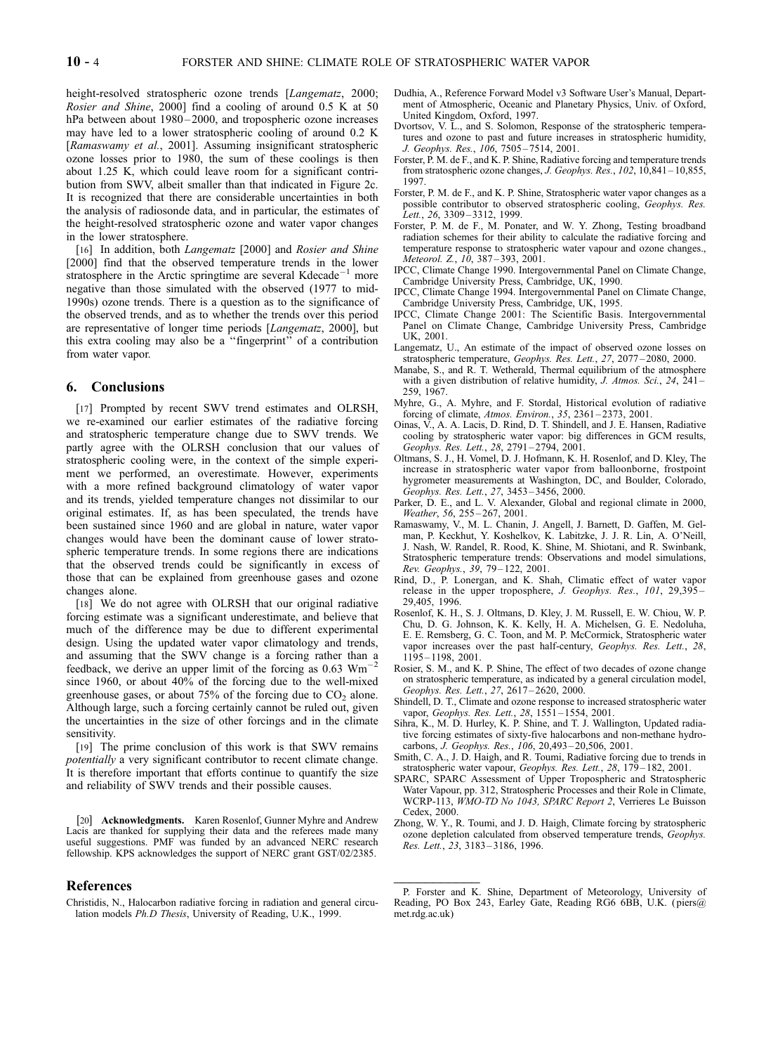height-resolved stratospheric ozone trends [*Langematz*, 2000; *Rosier and Shine*, 2000] find a cooling of around 0.5 K at 50 hPa between about 1980–2000, and tropospheric ozone increases may have led to a lower stratospheric cooling of around 0.2 K [*Ramaswamy et al.*, 2001]. Assuming insignificant stratospheric ozone losses prior to 1980, the sum of these coolings is then about 1.25 K, which could leave room for a significant contribution from SWV, albeit smaller than that indicated in Figure 2c. It is recognized that there are considerable uncertainties in both the analysis of radiosonde data, and in particular, the estimates of the height-resolved stratospheric ozone and water vapor changes in the lower stratosphere.

[16] In addition, both *Langematz* [2000] and *Rosier and Shine* [2000] find that the observed temperature trends in the lower stratosphere in the Arctic springtime are several Kdecade$^{-1}$ more negative than those simulated with the observed (1977 to mid-1990s) ozone trends. There is a question as to the significance of the observed trends, and as to whether the trends over this period are representative of longer time periods [*Langematz*, 2000], but this extra cooling may also be a "fingerprint" of a contribution from water vapor.

## 6. Conclusions

[17] Prompted by recent SWV trend estimates and OLRSH, we re-examined our earlier estimates of the radiative forcing and stratospheric temperature change due to SWV trends. We partly agree with the OLRSH conclusion that our values of stratospheric cooling were, in the context of the simple experiment we performed, an overestimate. However, experiments with a more refined background climatology of water vapor and its trends, yielded temperature changes not dissimilar to our original estimates. If, as has been speculated, the trends have been sustained since 1960 and are global in nature, water vapor changes would have been the dominant cause of lower stratospheric temperature trends. In some regions there are indications that the observed trends could be significantly in excess of those that can be explained from greenhouse gases and ozone changes alone.

[18] We do not agree with OLRSH that our original radiative forcing estimate was a significant underestimate, and believe that much of the difference may be due to different experimental design. Using the updated water vapor climatology and trends, and assuming that the SWV change is a forcing rather than a feedback, we derive an upper limit of the forcing as 0.63 Wm$^{-2}$ since 1960, or about 40% of the forcing due to the well-mixed greenhouse gases, or about 75% of the forcing due to $CO_2$ alone. Although large, such a forcing certainly cannot be ruled out, given the uncertainties in the size of other forcings and in the climate sensitivity.

[19] The prime conclusion of this work is that SWV remains *potentially* a very significant contributor to recent climate change. It is therefore important that efforts continue to quantify the size and reliability of SWV trends and their possible causes.

[20] **Acknowledgments.** Karen Rosenlof, Gunner Myhre and Andrew Lacis are thanked for supplying their data and the referees made many useful suggestions. PMF was funded by an advanced NERC research fellowship. KPS acknowledges the support of NERC grant GST/02/2385.

## References

Christidis, N., Halocarbon radiative forcing in radiation and general circulation models *Ph.D Thesis*, University of Reading, U.K., 1999.

Dudhia, A., Reference Forward Model v3 Software User's Manual, Department of Atmospheric, Oceanic and Planetary Physics, Univ. of Oxford, United Kingdom, Oxford, 1997.

Dvortsov, V. L., and S. Solomon, Response of the stratospheric temperatures and ozone to past and future increases in stratospheric humidity, *J. Geophys. Res.*, *106*, 7505–7514, 2001.

Forster, P. M. de F., and K. P. Shine, Radiative forcing and temperature trends from stratospheric ozone changes, *J. Geophys. Res.*, *102*, 10,841–10,855, 1997.

Forster, P. M. de F., and K. P. Shine, Stratospheric water vapor changes as a possible contributor to observed stratospheric cooling, *Geophys. Res. Lett.*, *26*, 3309–3312, 1999.

Forster, P. M. de F., M. Ponater, and W. Y. Zhong, Testing broadband radiation schemes for their ability to calculate the radiative forcing and temperature response to stratospheric water vapour and ozone changes., *Meteorol. Z.*, *10*, 387–393, 2001.

IPCC, Climate Change 1990. Intergovernmental Panel on Climate Change, Cambridge University Press, Cambridge, UK, 1990.

IPCC, Climate Change 1994. Intergovernmental Panel on Climate Change, Cambridge University Press, Cambridge, UK, 1995.

IPCC, Climate Change 2001: The Scientific Basis. Intergovernmental Panel on Climate Change, Cambridge University Press, Cambridge UK, 2001.

Langematz, U., An estimate of the impact of observed ozone losses on stratospheric temperature, *Geophys. Res. Lett.*, *27*, 2077–2080, 2000.

Manabe, S., and R. T. Wetherald, Thermal equilibrium of the atmosphere with a given distribution of relative humidity, *J. Atmos. Sci.*, *24*, 241–259, 1967.

Myhre, G., A. Myhre, and F. Stordal, Historical evolution of radiative forcing of climate, *Atmos. Environ.*, *35*, 2361–2373, 2001.

Oinas, V., A. A. Lacis, D. Rind, D. T. Shindell, and J. E. Hansen, Radiative cooling by stratospheric water vapor: big differences in GCM results, *Geophys. Res. Lett.*, *28*, 2791–2794, 2001.

Oltmans, S. J., H. Vomel, D. J. Hofmann, K. H. Rosenlof, and D. Kley, The increase in stratospheric water vapor from balloonborne, frostpoint hygrometer measurements at Washington, DC, and Boulder, Colorado, *Geophys. Res. Lett.*, *27*, 3453–3456, 2000.

Parker, D. E., and L. V. Alexander, Global and regional climate in 2000, *Weather*, *56*, 255–267, 2001.

Ramaswamy, V., M. L. Chanin, J. Angell, J. Barnett, D. Gaffen, M. Gelman, P. Keckhut, Y. Koshelkov, K. Labitzke, J. J. R. Lin, A. O'Neill, J. Nash, W. Randel, R. Rood, K. Shine, M. Shiotani, and R. Swinbank, Stratospheric temperature trends: Observations and model simulations, *Rev. Geophys.*, *39*, 79–122, 2001.

Rind, D., P. Lonergan, and K. Shah, Climatic effect of water vapor release in the upper troposphere, *J. Geophys. Res.*, *101*, 29,395–29,405, 1996.

Rosenlof, K. H., S. J. Oltmans, D. Kley, J. M. Russell, E. W. Chiou, W. P. Chu, D. G. Johnson, K. K. Kelly, H. A. Michelsen, G. E. Nedoluha, E. E. Remsberg, G. C. Toon, and M. P. McCormick, Stratospheric water vapor increases over the past half-century, *Geophys. Res. Lett.*, *28*, 1195–1198, 2001.

Rosier, S. M., and K. P. Shine, The effect of two decades of ozone change on stratospheric temperature, as indicated by a general circulation model, *Geophys. Res. Lett.*, *27*, 2617–2620, 2000.

Shindell, D. T., Climate and ozone response to increased stratospheric water vapor, *Geophys. Res. Lett.*, *28*, 1551–1554, 2001.

Sihra, K., M. D. Hurley, K. P. Shine, and T. J. Wallington, Updated radiative forcing estimates of sixty-five halocarbons and non-methane hydrocarbons, *J. Geophys. Res.*, *106*, 20,493–20,506, 2001.

Smith, C. A., J. D. Haigh, and R. Toumi, Radiative forcing due to trends in stratospheric water vapour, *Geophys. Res. Lett.*, *28*, 179–182, 2001.

SPARC, SPARC Assessment of Upper Tropospheric and Stratospheric Water Vapour, pp. 312, Stratospheric Processes and their Role in Climate, WCRP-113, *WMO-TD No 1043, SPARC Report 2*, Verrieres Le Buisson Cedex, 2000.

Zhong, W. Y., R. Toumi, and J. D. Haigh, Climate forcing by stratospheric ozone depletion calculated from observed temperature trends, *Geophys. Res. Lett.*, *23*, 3183–3186, 1996.

---

P. Forster and K. Shine, Department of Meteorology, University of Reading, PO Box 243, Earley Gate, Reading RG6 6BB, U.K. (piers@met.rdg.ac.uk)